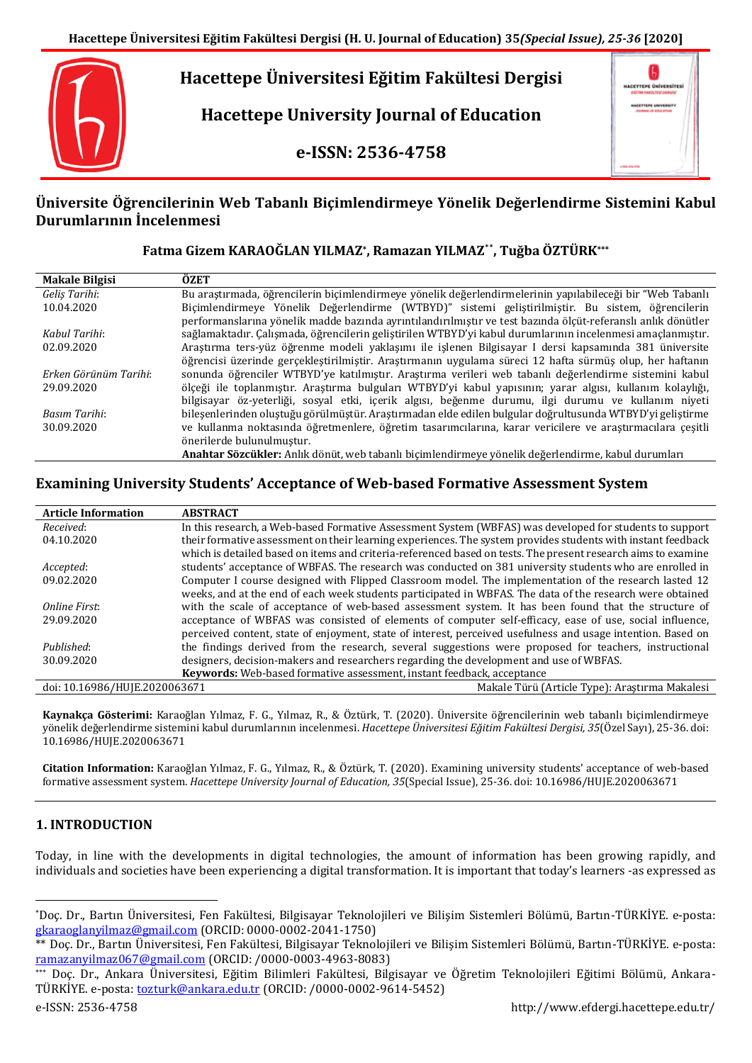# Hacettepe Üniversitesi Eğitim Fakültesi Dergisi

# Hacettepe University Journal of Education

**e-ISSN: 2536-4758**

## Üniversite Öğrencilerinin Web Tabanlı Biçimlendirmeye Yönelik Değerlendirme Sistemini Kabul Durumlarının İncelenmesi

**Fatma Gizem KARAOĞLAN YILMAZ[*], Ramazan YILMAZ[**], Tuğba ÖZTÜRK[***]**

| Makale Bilgisi | ÖZET |
|---|---|
| *Geliş Tarihi*: 10.04.2020 *Kabul Tarihi*: 02.09.2020 *Erken Görünüm Tarihi*: 29.09.2020 *Basım Tarihi*: 30.09.2020 | Bu araştırmada, öğrencilerin biçimlendirmeye yönelik değerlendirmelerinin yapılabileceği bir "Web Tabanlı Biçimlendirmeye Yönelik Değerlendirme (WTBYD)" sistemi geliştirilmiştir. Bu sistem, öğrencilerin performanslarına yönelik madde bazında ayrıntılandırılmıştır ve test bazında ölçüt-referanslı anlık dönütler sağlamaktadır. Çalışmada, öğrencilerin geliştirilen WTBYD'yi kabul durumlarının incelenmesi amaçlanmıştır. Araştırma ters-yüz öğrenme modeli yaklaşımı ile işlenen Bilgisayar I dersi kapsamında 381 üniversite öğrencisi üzerinde gerçekleştirilmiştir. Araştırmanın uygulama süreci 12 hafta sürmüş olup, her haftanın sonunda öğrenciler WTBYD'ye katılmıştır. Araştırma verileri web tabanlı değerlendirme sistemini kabul ölçeği ile toplanmıştır. Araştırma bulguları WTBYD'yi kabul yapısının; yarar algısı, kullanım kolaylığı, bilgisayar öz-yeterliği, sosyal etki, içerik algısı, beğenme durumu, ilgi durumu ve kullanım niyeti bileşenlerinden oluştuğu görülmüştür. Araştırmadan elde edilen bulgular doğrultusunda WTBYD'yi geliştirme ve kullanma noktasında öğretmenlere, öğretim tasarımcılarına, karar vericilere ve araştırmacılara çeşitli önerilerde bulunulmuştur. **Anahtar Sözcükler:** Anlık dönüt, web tabanlı biçimlendirmeye yönelik değerlendirme, kabul durumları |

## Examining University Students' Acceptance of Web-based Formative Assessment System

| Article Information | ABSTRACT |
|---|---|
| *Received*: 04.10.2020 *Accepted*: 09.02.2020 *Online First*: 29.09.2020 *Published*: 30.09.2020 | In this research, a Web-based Formative Assessment System (WBFAS) was developed for students to support their formative assessment on their learning experiences. The system provides students with instant feedback which is detailed based on items and criteria-referenced based on tests. The present research aims to examine students' acceptance of WBFAS. The research was conducted on 381 university students who are enrolled in Computer I course designed with Flipped Classroom model. The implementation of the research lasted 12 weeks, and at the end of each week students participated in WBFAS. The data of the research were obtained with the scale of acceptance of web-based assessment system. It has been found that the structure of acceptance of WBFAS was consisted of elements of computer self-efficacy, ease of use, social influence, perceived content, state of enjoyment, state of interest, perceived usefulness and usage intention. Based on the findings derived from the research, several suggestions were proposed for teachers, instructional designers, decision-makers and researchers regarding the development and use of WBFAS. **Keywords:** Web-based formative assessment, instant feedback, acceptance |

doi: 10.16986/HUJE.2020063671 — Makale Türü (Article Type): Araştırma Makalesi

**Kaynakça Gösterimi:** Karaoğlan Yılmaz, F. G., Yılmaz, R., & Öztürk, T. (2020). Üniversite öğrencilerinin web tabanlı biçimlendirmeye yönelik değerlendirme sistemini kabul durumlarının incelenmesi. *Hacettepe Üniversitesi Eğitim Fakültesi Dergisi, 35*(Özel Sayı), 25-36. doi: 10.16986/HUJE.2020063671

**Citation Information:** Karaoğlan Yılmaz, F. G., Yılmaz, R., & Öztürk, T. (2020). Examining university students' acceptance of web-based formative assessment system. *Hacettepe University Journal of Education, 35*(Special Issue), 25-36. doi: 10.16986/HUJE.2020063671

## 1. INTRODUCTION

Today, in line with the developments in digital technologies, the amount of information has been growing rapidly, and individuals and societies have been experiencing a digital transformation. It is important that today's learners -as expressed as

---

[*] Doç. Dr., Bartın Üniversitesi, Fen Fakültesi, Bilgisayar Teknolojileri ve Bilişim Sistemleri Bölümü, Bartın-TÜRKİYE. e-posta: gkaraoglanyilmaz@gmail.com (ORCID: 0000-0002-2041-1750)

[**] Doç. Dr., Bartın Üniversitesi, Fen Fakültesi, Bilgisayar Teknolojileri ve Bilişim Sistemleri Bölümü, Bartın-TÜRKİYE. e-posta: ramazanyilmaz067@gmail.com (ORCID: /0000-0003-4963-8083)

[***] Doç. Dr., Ankara Üniversitesi, Eğitim Bilimleri Fakültesi, Bilgisayar ve Öğretim Teknolojileri Eğitimi Bölümü, Ankara-TÜRKİYE. e-posta: tozturk@ankara.edu.tr (ORCID: /0000-0002-9614-5452)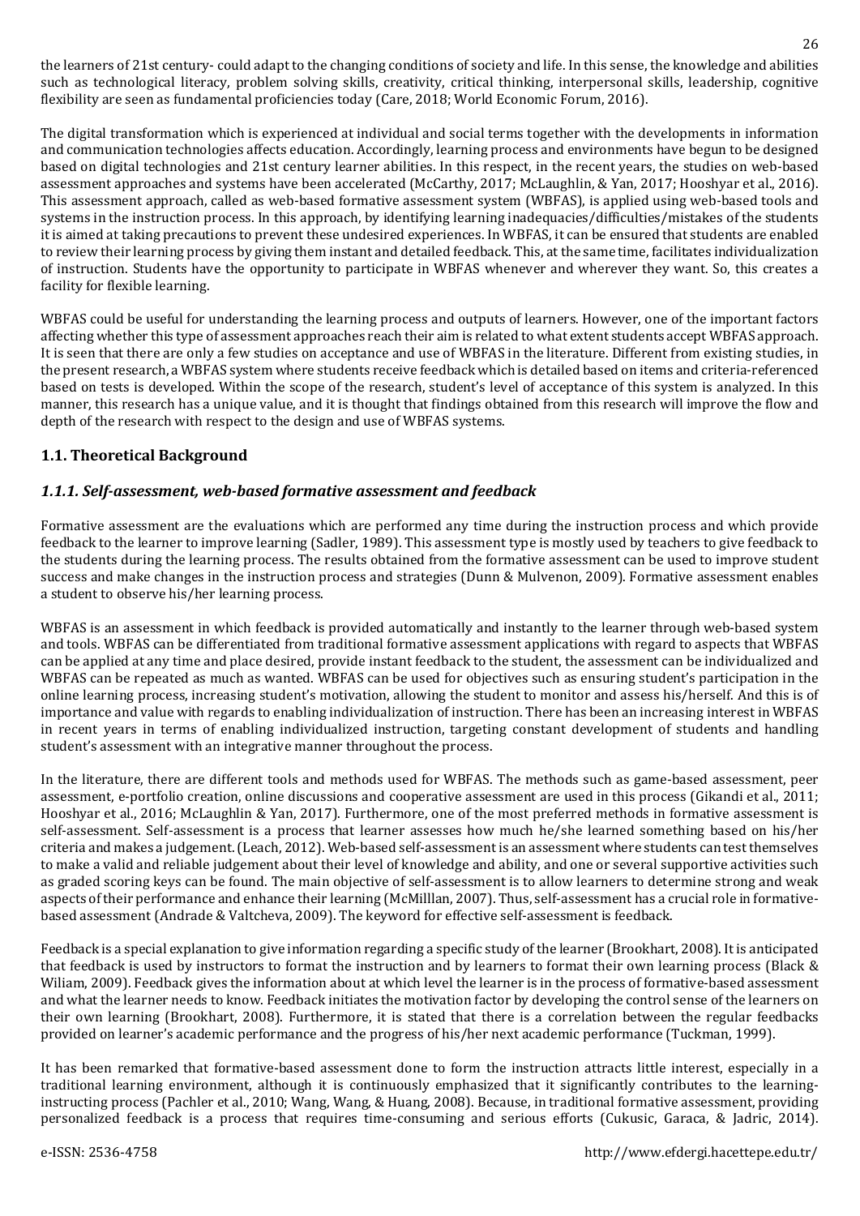the learners of 21st century- could adapt to the changing conditions of society and life. In this sense, the knowledge and abilities such as technological literacy, problem solving skills, creativity, critical thinking, interpersonal skills, leadership, cognitive flexibility are seen as fundamental proficiencies today (Care, 2018; World Economic Forum, 2016).

The digital transformation which is experienced at individual and social terms together with the developments in information and communication technologies affects education. Accordingly, learning process and environments have begun to be designed based on digital technologies and 21st century learner abilities. In this respect, in the recent years, the studies on web-based assessment approaches and systems have been accelerated (McCarthy, 2017; McLaughlin, & Yan, 2017; Hooshyar et al., 2016). This assessment approach, called as web-based formative assessment system (WBFAS), is applied using web-based tools and systems in the instruction process. In this approach, by identifying learning inadequacies/difficulties/mistakes of the students it is aimed at taking precautions to prevent these undesired experiences. In WBFAS, it can be ensured that students are enabled to review their learning process by giving them instant and detailed feedback. This, at the same time, facilitates individualization of instruction. Students have the opportunity to participate in WBFAS whenever and wherever they want. So, this creates a facility for flexible learning.

WBFAS could be useful for understanding the learning process and outputs of learners. However, one of the important factors affecting whether this type of assessment approaches reach their aim is related to what extent students accept WBFAS approach. It is seen that there are only a few studies on acceptance and use of WBFAS in the literature. Different from existing studies, in the present research, a WBFAS system where students receive feedback which is detailed based on items and criteria-referenced based on tests is developed. Within the scope of the research, student's level of acceptance of this system is analyzed. In this manner, this research has a unique value, and it is thought that findings obtained from this research will improve the flow and depth of the research with respect to the design and use of WBFAS systems.

## 1.1. Theoretical Background

### *1.1.1. Self-assessment, web-based formative assessment and feedback*

Formative assessment are the evaluations which are performed any time during the instruction process and which provide feedback to the learner to improve learning (Sadler, 1989). This assessment type is mostly used by teachers to give feedback to the students during the learning process. The results obtained from the formative assessment can be used to improve student success and make changes in the instruction process and strategies (Dunn & Mulvenon, 2009). Formative assessment enables a student to observe his/her learning process.

WBFAS is an assessment in which feedback is provided automatically and instantly to the learner through web-based system and tools. WBFAS can be differentiated from traditional formative assessment applications with regard to aspects that WBFAS can be applied at any time and place desired, provide instant feedback to the student, the assessment can be individualized and WBFAS can be repeated as much as wanted. WBFAS can be used for objectives such as ensuring student's participation in the online learning process, increasing student's motivation, allowing the student to monitor and assess his/herself. And this is of importance and value with regards to enabling individualization of instruction. There has been an increasing interest in WBFAS in recent years in terms of enabling individualized instruction, targeting constant development of students and handling student's assessment with an integrative manner throughout the process.

In the literature, there are different tools and methods used for WBFAS. The methods such as game-based assessment, peer assessment, e-portfolio creation, online discussions and cooperative assessment are used in this process (Gikandi et al., 2011; Hooshyar et al., 2016; McLaughlin & Yan, 2017). Furthermore, one of the most preferred methods in formative assessment is self-assessment. Self-assessment is a process that learner assesses how much he/she learned something based on his/her criteria and makes a judgement. (Leach, 2012). Web-based self-assessment is an assessment where students can test themselves to make a valid and reliable judgement about their level of knowledge and ability, and one or several supportive activities such as graded scoring keys can be found. The main objective of self-assessment is to allow learners to determine strong and weak aspects of their performance and enhance their learning (McMilllan, 2007). Thus, self-assessment has a crucial role in formative-based assessment (Andrade & Valtcheva, 2009). The keyword for effective self-assessment is feedback.

Feedback is a special explanation to give information regarding a specific study of the learner (Brookhart, 2008). It is anticipated that feedback is used by instructors to format the instruction and by learners to format their own learning process (Black & Wiliam, 2009). Feedback gives the information about at which level the learner is in the process of formative-based assessment and what the learner needs to know. Feedback initiates the motivation factor by developing the control sense of the learners on their own learning (Brookhart, 2008). Furthermore, it is stated that there is a correlation between the regular feedbacks provided on learner's academic performance and the progress of his/her next academic performance (Tuckman, 1999).

It has been remarked that formative-based assessment done to form the instruction attracts little interest, especially in a traditional learning environment, although it is continuously emphasized that it significantly contributes to the learning-instructing process (Pachler et al., 2010; Wang, Wang, & Huang, 2008). Because, in traditional formative assessment, providing personalized feedback is a process that requires time-consuming and serious efforts (Cukusic, Garaca, & Jadric, 2014).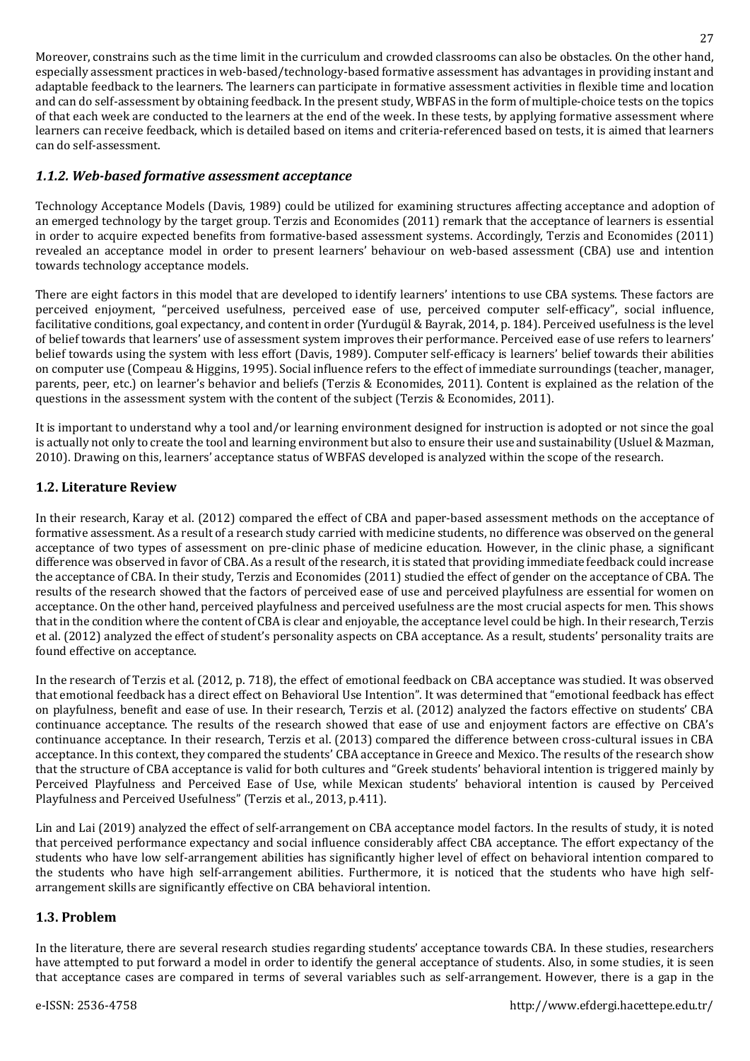Moreover, constrains such as the time limit in the curriculum and crowded classrooms can also be obstacles. On the other hand, especially assessment practices in web-based/technology-based formative assessment has advantages in providing instant and adaptable feedback to the learners. The learners can participate in formative assessment activities in flexible time and location and can do self-assessment by obtaining feedback. In the present study, WBFAS in the form of multiple-choice tests on the topics of that each week are conducted to the learners at the end of the week. In these tests, by applying formative assessment where learners can receive feedback, which is detailed based on items and criteria-referenced based on tests, it is aimed that learners can do self-assessment.

### *1.1.2. Web-based formative assessment acceptance*

Technology Acceptance Models (Davis, 1989) could be utilized for examining structures affecting acceptance and adoption of an emerged technology by the target group. Terzis and Economides (2011) remark that the acceptance of learners is essential in order to acquire expected benefits from formative-based assessment systems. Accordingly, Terzis and Economides (2011) revealed an acceptance model in order to present learners' behaviour on web-based assessment (CBA) use and intention towards technology acceptance models.

There are eight factors in this model that are developed to identify learners' intentions to use CBA systems. These factors are perceived enjoyment, "perceived usefulness, perceived ease of use, perceived computer self-efficacy", social influence, facilitative conditions, goal expectancy, and content in order (Yurdugül & Bayrak, 2014, p. 184). Perceived usefulness is the level of belief towards that learners' use of assessment system improves their performance. Perceived ease of use refers to learners' belief towards using the system with less effort (Davis, 1989). Computer self-efficacy is learners' belief towards their abilities on computer use (Compeau & Higgins, 1995). Social influence refers to the effect of immediate surroundings (teacher, manager, parents, peer, etc.) on learner's behavior and beliefs (Terzis & Economides, 2011). Content is explained as the relation of the questions in the assessment system with the content of the subject (Terzis & Economides, 2011).

It is important to understand why a tool and/or learning environment designed for instruction is adopted or not since the goal is actually not only to create the tool and learning environment but also to ensure their use and sustainability (Usluel & Mazman, 2010). Drawing on this, learners' acceptance status of WBFAS developed is analyzed within the scope of the research.

## 1.2. Literature Review

In their research, Karay et al. (2012) compared the effect of CBA and paper-based assessment methods on the acceptance of formative assessment. As a result of a research study carried with medicine students, no difference was observed on the general acceptance of two types of assessment on pre-clinic phase of medicine education. However, in the clinic phase, a significant difference was observed in favor of CBA. As a result of the research, it is stated that providing immediate feedback could increase the acceptance of CBA. In their study, Terzis and Economides (2011) studied the effect of gender on the acceptance of CBA. The results of the research showed that the factors of perceived ease of use and perceived playfulness are essential for women on acceptance. On the other hand, perceived playfulness and perceived usefulness are the most crucial aspects for men. This shows that in the condition where the content of CBA is clear and enjoyable, the acceptance level could be high. In their research, Terzis et al. (2012) analyzed the effect of student's personality aspects on CBA acceptance. As a result, students' personality traits are found effective on acceptance.

In the research of Terzis et al. (2012, p. 718), the effect of emotional feedback on CBA acceptance was studied. It was observed that emotional feedback has a direct effect on Behavioral Use Intention". It was determined that "emotional feedback has effect on playfulness, benefit and ease of use. In their research, Terzis et al. (2012) analyzed the factors effective on students' CBA continuance acceptance. The results of the research showed that ease of use and enjoyment factors are effective on CBA's continuance acceptance. In their research, Terzis et al. (2013) compared the difference between cross-cultural issues in CBA acceptance. In this context, they compared the students' CBA acceptance in Greece and Mexico. The results of the research show that the structure of CBA acceptance is valid for both cultures and "Greek students' behavioral intention is triggered mainly by Perceived Playfulness and Perceived Ease of Use, while Mexican students' behavioral intention is caused by Perceived Playfulness and Perceived Usefulness" (Terzis et al., 2013, p.411).

Lin and Lai (2019) analyzed the effect of self-arrangement on CBA acceptance model factors. In the results of study, it is noted that perceived performance expectancy and social influence considerably affect CBA acceptance. The effort expectancy of the students who have low self-arrangement abilities has significantly higher level of effect on behavioral intention compared to the students who have high self-arrangement abilities. Furthermore, it is noticed that the students who have high self-arrangement skills are significantly effective on CBA behavioral intention.

## 1.3. Problem

In the literature, there are several research studies regarding students' acceptance towards CBA. In these studies, researchers have attempted to put forward a model in order to identify the general acceptance of students. Also, in some studies, it is seen that acceptance cases are compared in terms of several variables such as self-arrangement. However, there is a gap in the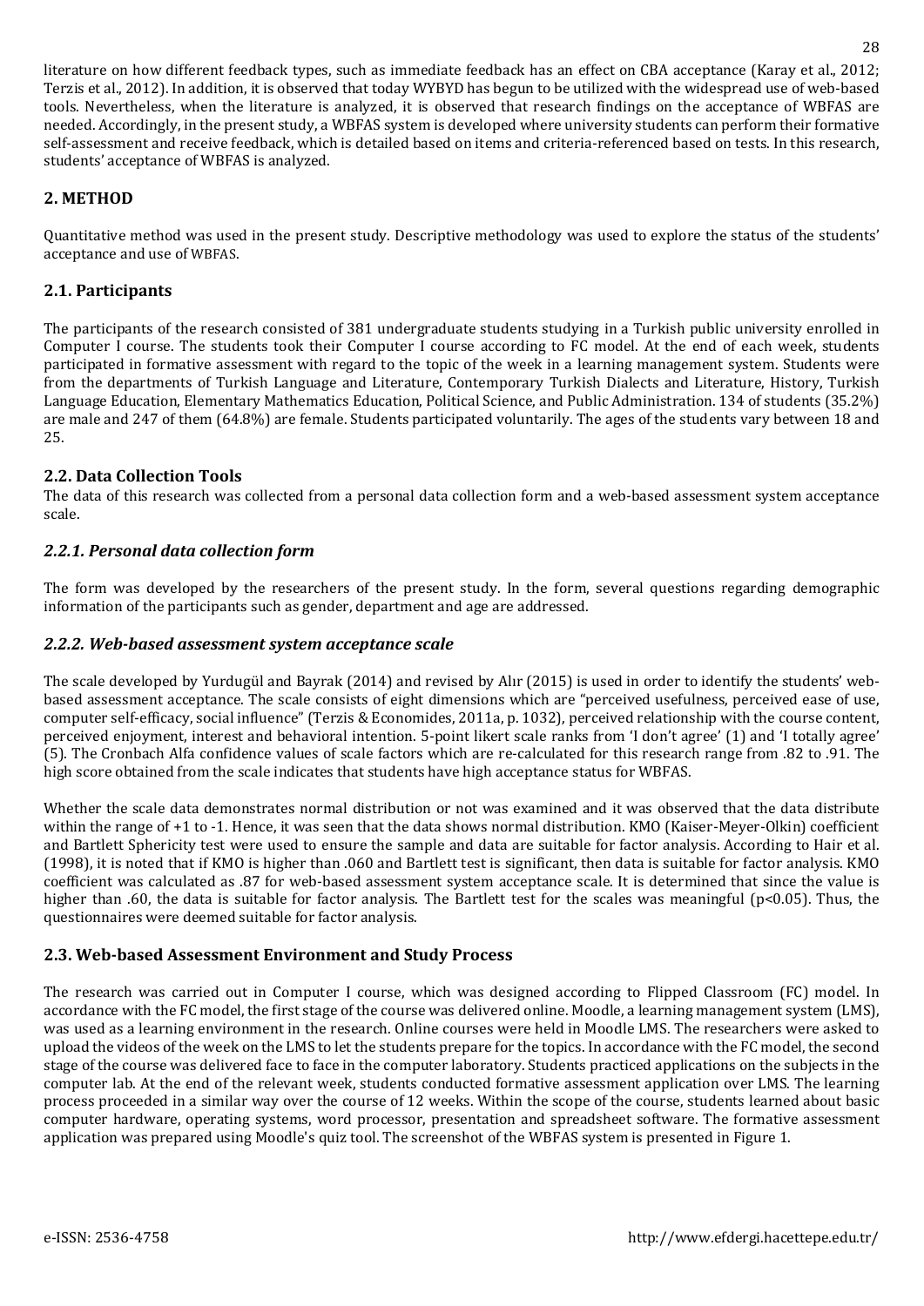literature on how different feedback types, such as immediate feedback has an effect on CBA acceptance (Karay et al., 2012; Terzis et al., 2012). In addition, it is observed that today WYBYD has begun to be utilized with the widespread use of web-based tools. Nevertheless, when the literature is analyzed, it is observed that research findings on the acceptance of WBFAS are needed. Accordingly, in the present study, a WBFAS system is developed where university students can perform their formative self-assessment and receive feedback, which is detailed based on items and criteria-referenced based on tests. In this research, students' acceptance of WBFAS is analyzed.

## 2. METHOD

Quantitative method was used in the present study. Descriptive methodology was used to explore the status of the students' acceptance and use of WBFAS.

### 2.1. Participants

The participants of the research consisted of 381 undergraduate students studying in a Turkish public university enrolled in Computer I course. The students took their Computer I course according to FC model. At the end of each week, students participated in formative assessment with regard to the topic of the week in a learning management system. Students were from the departments of Turkish Language and Literature, Contemporary Turkish Dialects and Literature, History, Turkish Language Education, Elementary Mathematics Education, Political Science, and Public Administration. 134 of students (35.2%) are male and 247 of them (64.8%) are female. Students participated voluntarily. The ages of the students vary between 18 and 25.

### 2.2. Data Collection Tools

The data of this research was collected from a personal data collection form and a web-based assessment system acceptance scale.

#### *2.2.1. Personal data collection form*

The form was developed by the researchers of the present study. In the form, several questions regarding demographic information of the participants such as gender, department and age are addressed.

#### *2.2.2. Web-based assessment system acceptance scale*

The scale developed by Yurdugül and Bayrak (2014) and revised by Alır (2015) is used in order to identify the students' web-based assessment acceptance. The scale consists of eight dimensions which are "perceived usefulness, perceived ease of use, computer self-efficacy, social influence" (Terzis & Economides, 2011a, p. 1032), perceived relationship with the course content, perceived enjoyment, interest and behavioral intention. 5-point likert scale ranks from 'I don't agree' (1) and 'I totally agree' (5). The Cronbach Alfa confidence values of scale factors which are re-calculated for this research range from .82 to .91. The high score obtained from the scale indicates that students have high acceptance status for WBFAS.

Whether the scale data demonstrates normal distribution or not was examined and it was observed that the data distribute within the range of +1 to -1. Hence, it was seen that the data shows normal distribution. KMO (Kaiser-Meyer-Olkin) coefficient and Bartlett Sphericity test were used to ensure the sample and data are suitable for factor analysis. According to Hair et al. (1998), it is noted that if KMO is higher than .060 and Bartlett test is significant, then data is suitable for factor analysis. KMO coefficient was calculated as .87 for web-based assessment system acceptance scale. It is determined that since the value is higher than .60, the data is suitable for factor analysis. The Bartlett test for the scales was meaningful ($p<0.05$). Thus, the questionnaires were deemed suitable for factor analysis.

### 2.3. Web-based Assessment Environment and Study Process

The research was carried out in Computer I course, which was designed according to Flipped Classroom (FC) model. In accordance with the FC model, the first stage of the course was delivered online. Moodle, a learning management system (LMS), was used as a learning environment in the research. Online courses were held in Moodle LMS. The researchers were asked to upload the videos of the week on the LMS to let the students prepare for the topics. In accordance with the FC model, the second stage of the course was delivered face to face in the computer laboratory. Students practiced applications on the subjects in the computer lab. At the end of the relevant week, students conducted formative assessment application over LMS. The learning process proceeded in a similar way over the course of 12 weeks. Within the scope of the course, students learned about basic computer hardware, operating systems, word processor, presentation and spreadsheet software. The formative assessment application was prepared using Moodle's quiz tool. The screenshot of the WBFAS system is presented in Figure 1.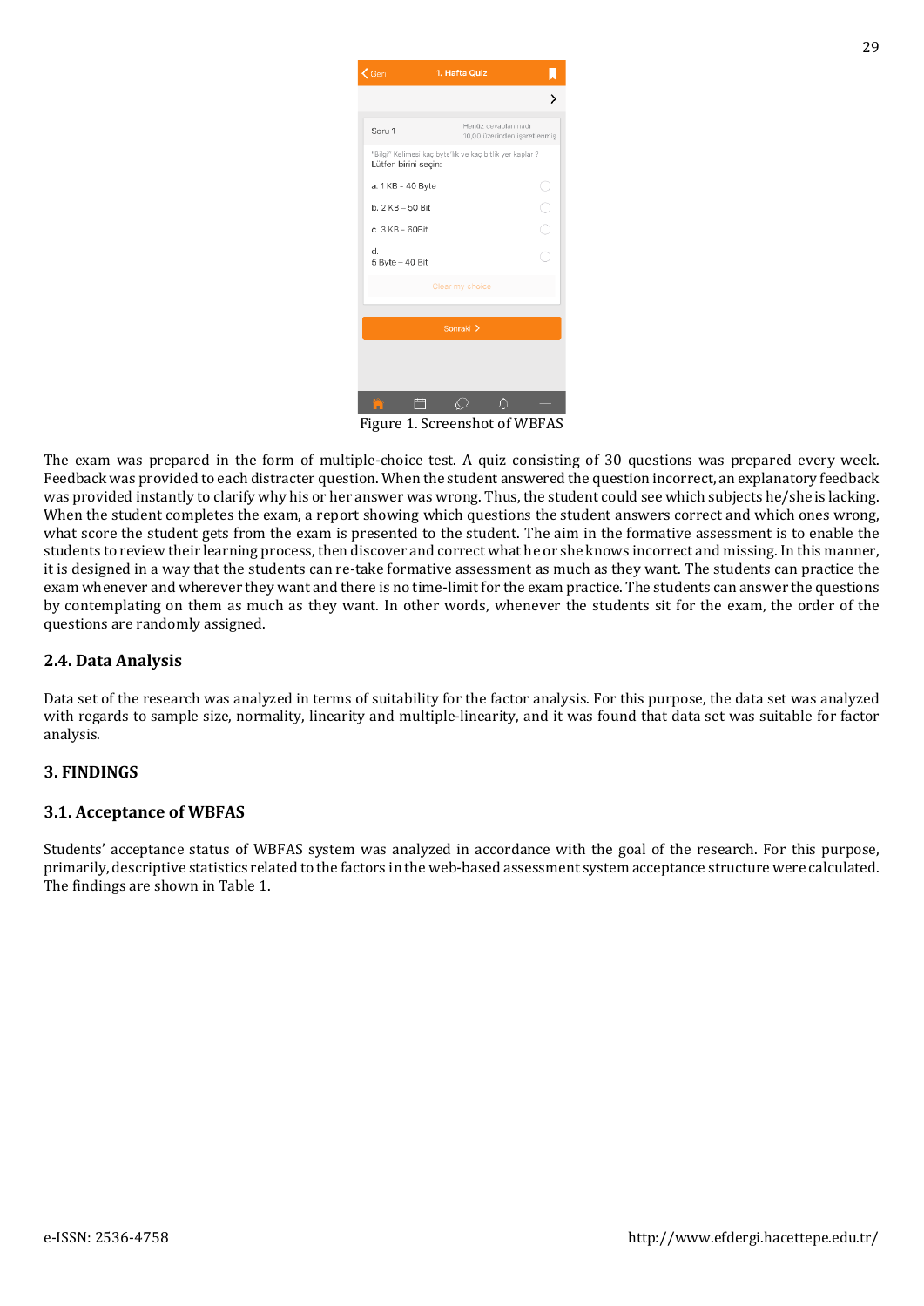Figure 1. Screenshot of WBFAS

The exam was prepared in the form of multiple-choice test. A quiz consisting of 30 questions was prepared every week. Feedback was provided to each distracter question. When the student answered the question incorrect, an explanatory feedback was provided instantly to clarify why his or her answer was wrong. Thus, the student could see which subjects he/she is lacking. When the student completes the exam, a report showing which questions the student answers correct and which ones wrong, what score the student gets from the exam is presented to the student. The aim in the formative assessment is to enable the students to review their learning process, then discover and correct what he or she knows incorrect and missing. In this manner, it is designed in a way that the students can re-take formative assessment as much as they want. The students can practice the exam whenever and wherever they want and there is no time-limit for the exam practice. The students can answer the questions by contemplating on them as much as they want. In other words, whenever the students sit for the exam, the order of the questions are randomly assigned.

## 2.4. Data Analysis

Data set of the research was analyzed in terms of suitability for the factor analysis. For this purpose, the data set was analyzed with regards to sample size, normality, linearity and multiple-linearity, and it was found that data set was suitable for factor analysis.

# 3. FINDINGS

## 3.1. Acceptance of WBFAS

Students' acceptance status of WBFAS system was analyzed in accordance with the goal of the research. For this purpose, primarily, descriptive statistics related to the factors in the web-based assessment system acceptance structure were calculated. The findings are shown in Table 1.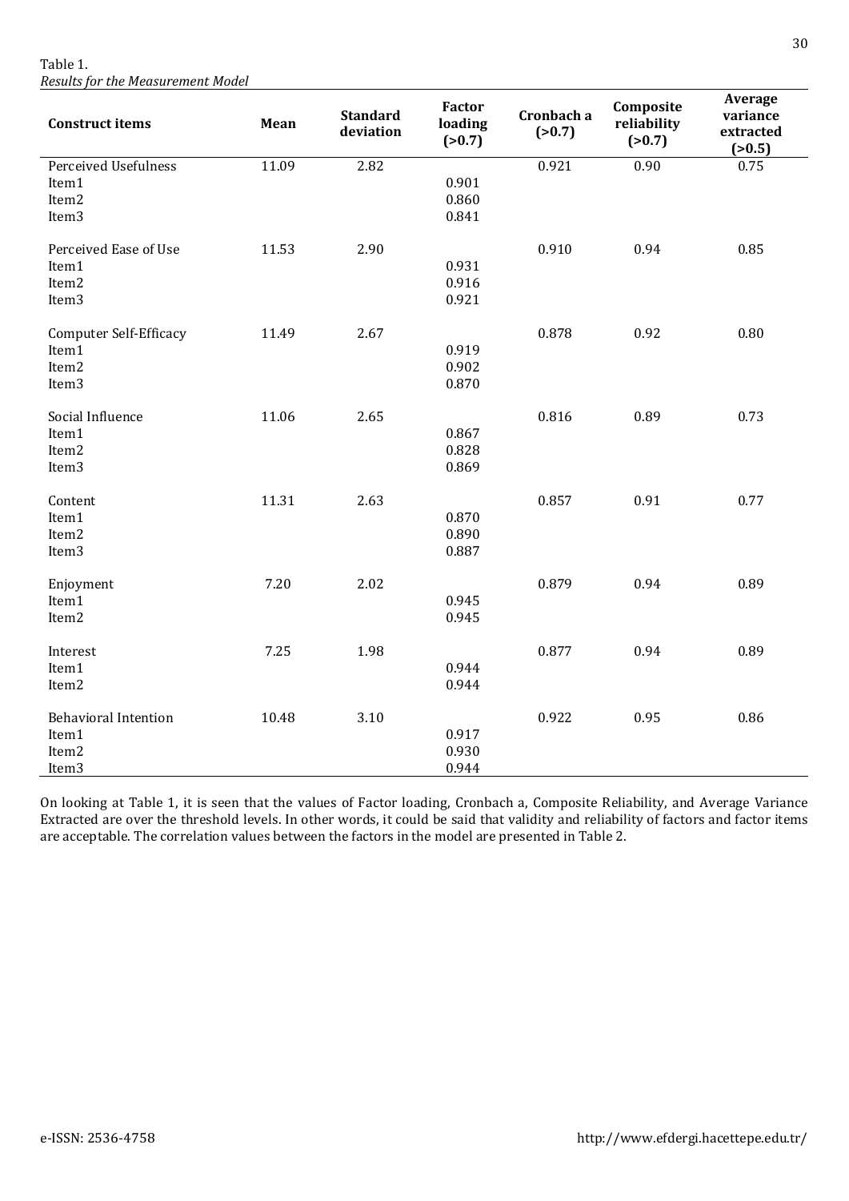Table 1.
*Results for the Measurement Model*

| Construct items | Mean | Standard deviation | Factor loading (>0.7) | Cronbach a (>0.7) | Composite reliability (>0.7) | Average variance extracted (>0.5) |
|---|---|---|---|---|---|---|
| Perceived Usefulness | 11.09 | 2.82 | | 0.921 | 0.90 | 0.75 |
| Item1 | | | 0.901 | | | |
| Item2 | | | 0.860 | | | |
| Item3 | | | 0.841 | | | |
| Perceived Ease of Use | 11.53 | 2.90 | | 0.910 | 0.94 | 0.85 |
| Item1 | | | 0.931 | | | |
| Item2 | | | 0.916 | | | |
| Item3 | | | 0.921 | | | |
| Computer Self-Efficacy | 11.49 | 2.67 | | 0.878 | 0.92 | 0.80 |
| Item1 | | | 0.919 | | | |
| Item2 | | | 0.902 | | | |
| Item3 | | | 0.870 | | | |
| Social Influence | 11.06 | 2.65 | | 0.816 | 0.89 | 0.73 |
| Item1 | | | 0.867 | | | |
| Item2 | | | 0.828 | | | |
| Item3 | | | 0.869 | | | |
| Content | 11.31 | 2.63 | | 0.857 | 0.91 | 0.77 |
| Item1 | | | 0.870 | | | |
| Item2 | | | 0.890 | | | |
| Item3 | | | 0.887 | | | |
| Enjoyment | 7.20 | 2.02 | | 0.879 | 0.94 | 0.89 |
| Item1 | | | 0.945 | | | |
| Item2 | | | 0.945 | | | |
| Interest | 7.25 | 1.98 | | 0.877 | 0.94 | 0.89 |
| Item1 | | | 0.944 | | | |
| Item2 | | | 0.944 | | | |
| Behavioral Intention | 10.48 | 3.10 | | 0.922 | 0.95 | 0.86 |
| Item1 | | | 0.917 | | | |
| Item2 | | | 0.930 | | | |
| Item3 | | | 0.944 | | | |

On looking at Table 1, it is seen that the values of Factor loading, Cronbach a, Composite Reliability, and Average Variance Extracted are over the threshold levels. In other words, it could be said that validity and reliability of factors and factor items are acceptable. The correlation values between the factors in the model are presented in Table 2.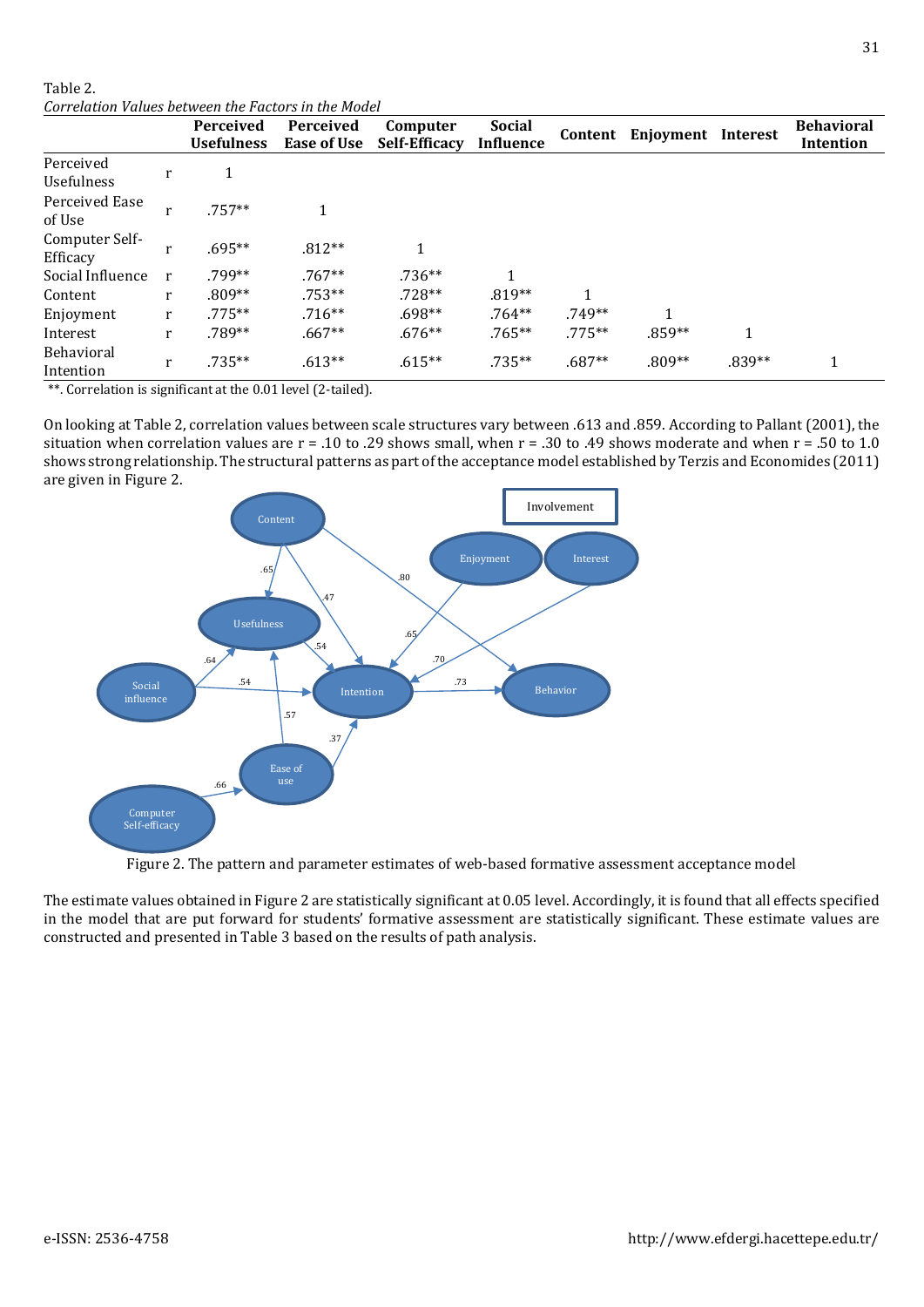Table 2.
*Correlation Values between the Factors in the Model*

| | | Perceived Usefulness | Perceived Ease of Use | Computer Self-Efficacy | Social Influence | Content | Enjoyment | Interest | Behavioral Intention |
|---|---|---|---|---|---|---|---|---|---|
| Perceived Usefulness | r | 1 | | | | | | | |
| Perceived Ease of Use | r | .757** | 1 | | | | | | |
| Computer Self-Efficacy | r | .695** | .812** | 1 | | | | | |
| Social Influence | r | .799** | .767** | .736** | 1 | | | | |
| Content | r | .809** | .753** | .728** | .819** | 1 | | | |
| Enjoyment | r | .775** | .716** | .698** | .764** | .749** | 1 | | |
| Interest | r | .789** | .667** | .676** | .765** | .775** | .859** | 1 | |
| Behavioral Intention | r | .735** | .613** | .615** | .735** | .687** | .809** | .839** | 1 |

**. Correlation is significant at the 0.01 level (2-tailed).

On looking at Table 2, correlation values between scale structures vary between .613 and .859. According to Pallant (2001), the situation when correlation values are r = .10 to .29 shows small, when r = .30 to .49 shows moderate and when r = .50 to 1.0 shows strong relationship. The structural patterns as part of the acceptance model established by Terzis and Economides (2011) are given in Figure 2.

Figure 2. The pattern and parameter estimates of web-based formative assessment acceptance model

The estimate values obtained in Figure 2 are statistically significant at 0.05 level. Accordingly, it is found that all effects specified in the model that are put forward for students' formative assessment are statistically significant. These estimate values are constructed and presented in Table 3 based on the results of path analysis.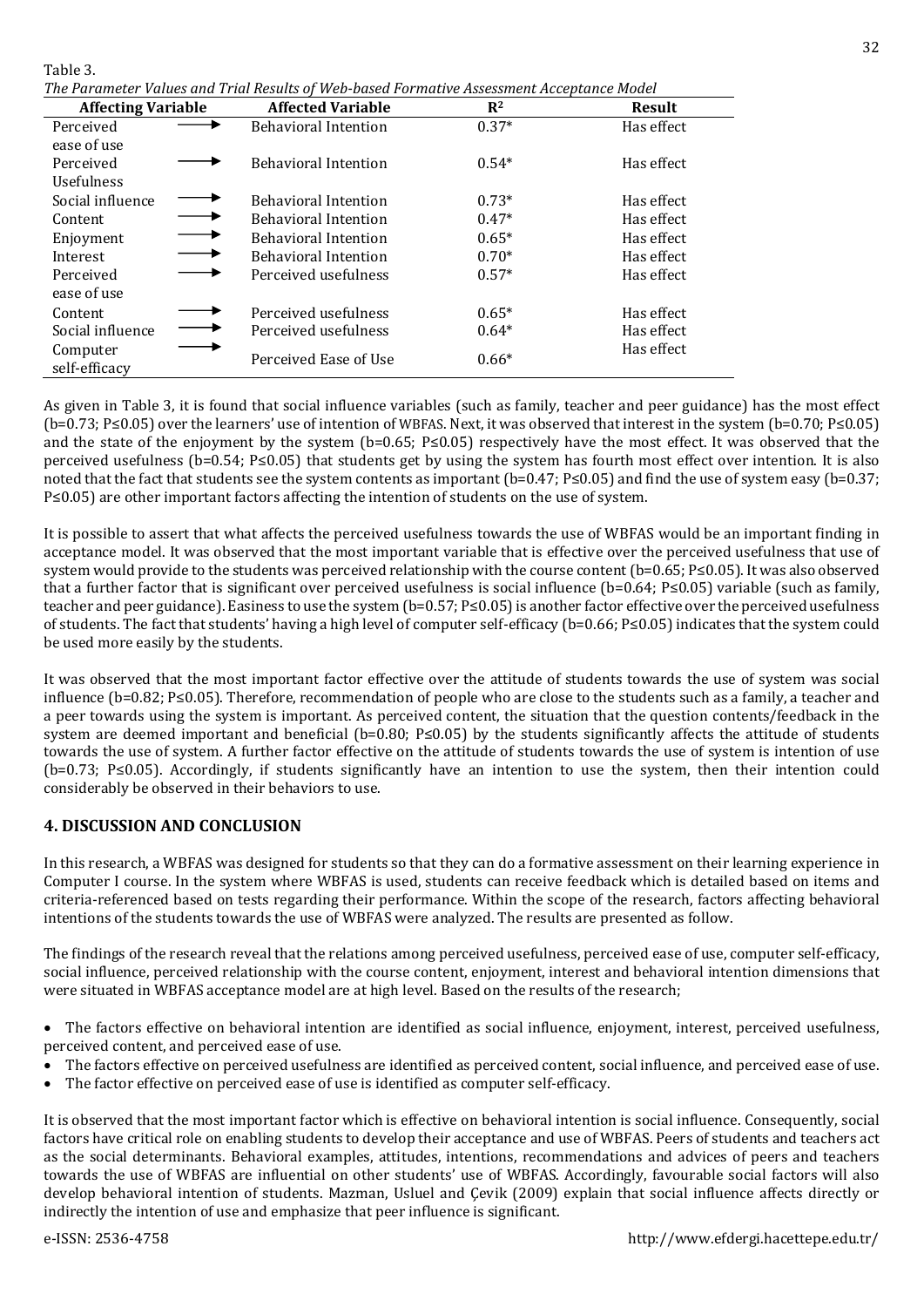Table 3.

*The Parameter Values and Trial Results of Web-based Formative Assessment Acceptance Model*

| Affecting Variable | | Affected Variable | $R^2$ | Result |
|---|---|---|---|---|
| Perceived ease of use | → | Behavioral Intention | 0.37* | Has effect |
| Perceived Usefulness | → | Behavioral Intention | 0.54* | Has effect |
| Social influence | → | Behavioral Intention | 0.73* | Has effect |
| Content | → | Behavioral Intention | 0.47* | Has effect |
| Enjoyment | → | Behavioral Intention | 0.65* | Has effect |
| Interest | → | Behavioral Intention | 0.70* | Has effect |
| Perceived ease of use | → | Perceived usefulness | 0.57* | Has effect |
| Content | → | Perceived usefulness | 0.65* | Has effect |
| Social influence | → | Perceived usefulness | 0.64* | Has effect |
| Computer self-efficacy | → | Perceived Ease of Use | 0.66* | Has effect |

As given in Table 3, it is found that social influence variables (such as family, teacher and peer guidance) has the most effect ($b=0.73$; $P\leq0.05$) over the learners' use of intention of WBFAS. Next, it was observed that interest in the system ($b=0.70$; $P\leq0.05$) and the state of the enjoyment by the system ($b=0.65$; $P\leq0.05$) respectively have the most effect. It was observed that the perceived usefulness ($b=0.54$; $P\leq0.05$) that students get by using the system has fourth most effect over intention. It is also noted that the fact that students see the system contents as important ($b=0.47$; $P\leq0.05$) and find the use of system easy ($b=0.37$; $P\leq0.05$) are other important factors affecting the intention of students on the use of system.

It is possible to assert that what affects the perceived usefulness towards the use of WBFAS would be an important finding in acceptance model. It was observed that the most important variable that is effective over the perceived usefulness that use of system would provide to the students was perceived relationship with the course content ($b=0.65$; $P\leq0.05$). It was also observed that a further factor that is significant over perceived usefulness is social influence ($b=0.64$; $P\leq0.05$) variable (such as family, teacher and peer guidance). Easiness to use the system ($b=0.57$; $P\leq0.05$) is another factor effective over the perceived usefulness of students. The fact that students' having a high level of computer self-efficacy ($b=0.66$; $P\leq0.05$) indicates that the system could be used more easily by the students.

It was observed that the most important factor effective over the attitude of students towards the use of system was social influence ($b=0.82$; $P\leq0.05$). Therefore, recommendation of people who are close to the students such as a family, a teacher and a peer towards using the system is important. As perceived content, the situation that the question contents/feedback in the system are deemed important and beneficial ($b=0.80$; $P\leq0.05$) by the students significantly affects the attitude of students towards the use of system. A further factor effective on the attitude of students towards the use of system is intention of use ($b=0.73$; $P\leq0.05$). Accordingly, if students significantly have an intention to use the system, then their intention could considerably be observed in their behaviors to use.

## 4. DISCUSSION AND CONCLUSION

In this research, a WBFAS was designed for students so that they can do a formative assessment on their learning experience in Computer I course. In the system where WBFAS is used, students can receive feedback which is detailed based on items and criteria-referenced based on tests regarding their performance. Within the scope of the research, factors affecting behavioral intentions of the students towards the use of WBFAS were analyzed. The results are presented as follow.

The findings of the research reveal that the relations among perceived usefulness, perceived ease of use, computer self-efficacy, social influence, perceived relationship with the course content, enjoyment, interest and behavioral intention dimensions that were situated in WBFAS acceptance model are at high level. Based on the results of the research;

- The factors effective on behavioral intention are identified as social influence, enjoyment, interest, perceived usefulness, perceived content, and perceived ease of use.
- The factors effective on perceived usefulness are identified as perceived content, social influence, and perceived ease of use.
- The factor effective on perceived ease of use is identified as computer self-efficacy.

It is observed that the most important factor which is effective on behavioral intention is social influence. Consequently, social factors have critical role on enabling students to develop their acceptance and use of WBFAS. Peers of students and teachers act as the social determinants. Behavioral examples, attitudes, intentions, recommendations and advices of peers and teachers towards the use of WBFAS are influential on other students' use of WBFAS. Accordingly, favourable social factors will also develop behavioral intention of students. Mazman, Usluel and Çevik (2009) explain that social influence affects directly or indirectly the intention of use and emphasize that peer influence is significant.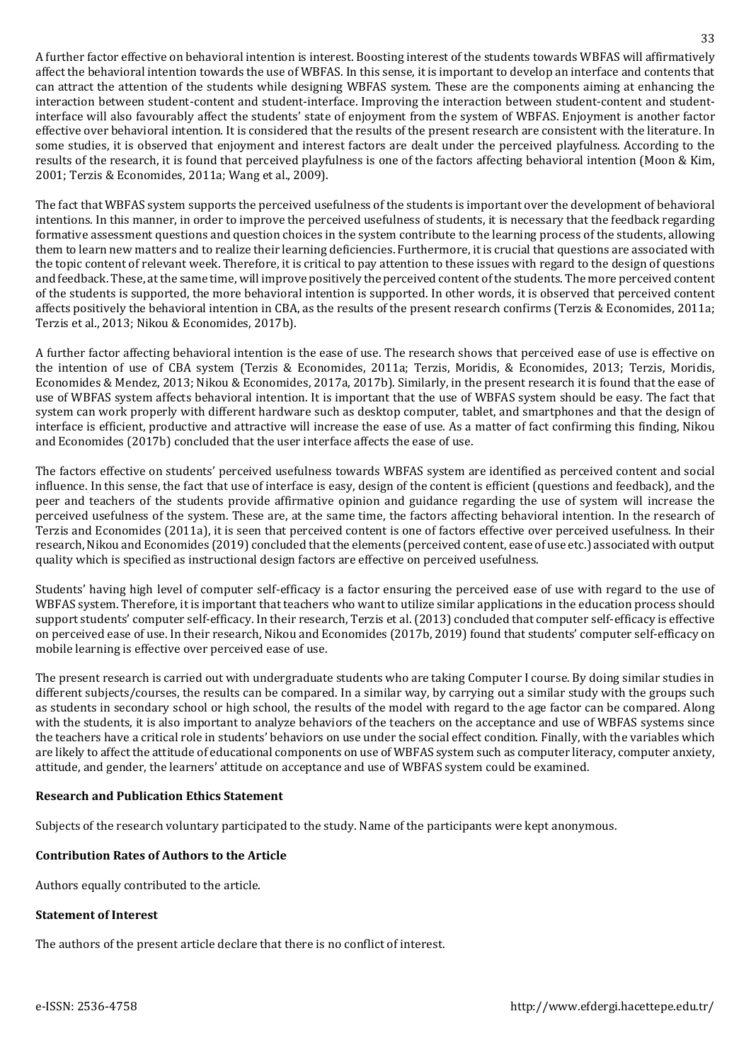A further factor effective on behavioral intention is interest. Boosting interest of the students towards WBFAS will affirmatively affect the behavioral intention towards the use of WBFAS. In this sense, it is important to develop an interface and contents that can attract the attention of the students while designing WBFAS system. These are the components aiming at enhancing the interaction between student-content and student-interface. Improving the interaction between student-content and student-interface will also favourably affect the students' state of enjoyment from the system of WBFAS. Enjoyment is another factor effective over behavioral intention. It is considered that the results of the present research are consistent with the literature. In some studies, it is observed that enjoyment and interest factors are dealt under the perceived playfulness. According to the results of the research, it is found that perceived playfulness is one of the factors affecting behavioral intention (Moon & Kim, 2001; Terzis & Economides, 2011a; Wang et al., 2009).

The fact that WBFAS system supports the perceived usefulness of the students is important over the development of behavioral intentions. In this manner, in order to improve the perceived usefulness of students, it is necessary that the feedback regarding formative assessment questions and question choices in the system contribute to the learning process of the students, allowing them to learn new matters and to realize their learning deficiencies. Furthermore, it is crucial that questions are associated with the topic content of relevant week. Therefore, it is critical to pay attention to these issues with regard to the design of questions and feedback. These, at the same time, will improve positively the perceived content of the students. The more perceived content of the students is supported, the more behavioral intention is supported. In other words, it is observed that perceived content affects positively the behavioral intention in CBA, as the results of the present research confirms (Terzis & Economides, 2011a; Terzis et al., 2013; Nikou & Economides, 2017b).

A further factor affecting behavioral intention is the ease of use. The research shows that perceived ease of use is effective on the intention of use of CBA system (Terzis & Economides, 2011a; Terzis, Moridis, & Economides, 2013; Terzis, Moridis, Economides & Mendez, 2013; Nikou & Economides, 2017a, 2017b). Similarly, in the present research it is found that the ease of use of WBFAS system affects behavioral intention. It is important that the use of WBFAS system should be easy. The fact that system can work properly with different hardware such as desktop computer, tablet, and smartphones and that the design of interface is efficient, productive and attractive will increase the ease of use. As a matter of fact confirming this finding, Nikou and Economides (2017b) concluded that the user interface affects the ease of use.

The factors effective on students' perceived usefulness towards WBFAS system are identified as perceived content and social influence. In this sense, the fact that use of interface is easy, design of the content is efficient (questions and feedback), and the peer and teachers of the students provide affirmative opinion and guidance regarding the use of system will increase the perceived usefulness of the system. These are, at the same time, the factors affecting behavioral intention. In the research of Terzis and Economides (2011a), it is seen that perceived content is one of factors effective over perceived usefulness. In their research, Nikou and Economides (2019) concluded that the elements (perceived content, ease of use etc.) associated with output quality which is specified as instructional design factors are effective on perceived usefulness.

Students' having high level of computer self-efficacy is a factor ensuring the perceived ease of use with regard to the use of WBFAS system. Therefore, it is important that teachers who want to utilize similar applications in the education process should support students' computer self-efficacy. In their research, Terzis et al. (2013) concluded that computer self-efficacy is effective on perceived ease of use. In their research, Nikou and Economides (2017b, 2019) found that students' computer self-efficacy on mobile learning is effective over perceived ease of use.

The present research is carried out with undergraduate students who are taking Computer I course. By doing similar studies in different subjects/courses, the results can be compared. In a similar way, by carrying out a similar study with the groups such as students in secondary school or high school, the results of the model with regard to the age factor can be compared. Along with the students, it is also important to analyze behaviors of the teachers on the acceptance and use of WBFAS systems since the teachers have a critical role in students' behaviors on use under the social effect condition. Finally, with the variables which are likely to affect the attitude of educational components on use of WBFAS system such as computer literacy, computer anxiety, attitude, and gender, the learners' attitude on acceptance and use of WBFAS system could be examined.

**Research and Publication Ethics Statement**

Subjects of the research voluntary participated to the study. Name of the participants were kept anonymous.

**Contribution Rates of Authors to the Article**

Authors equally contributed to the article.

**Statement of Interest**

The authors of the present article declare that there is no conflict of interest.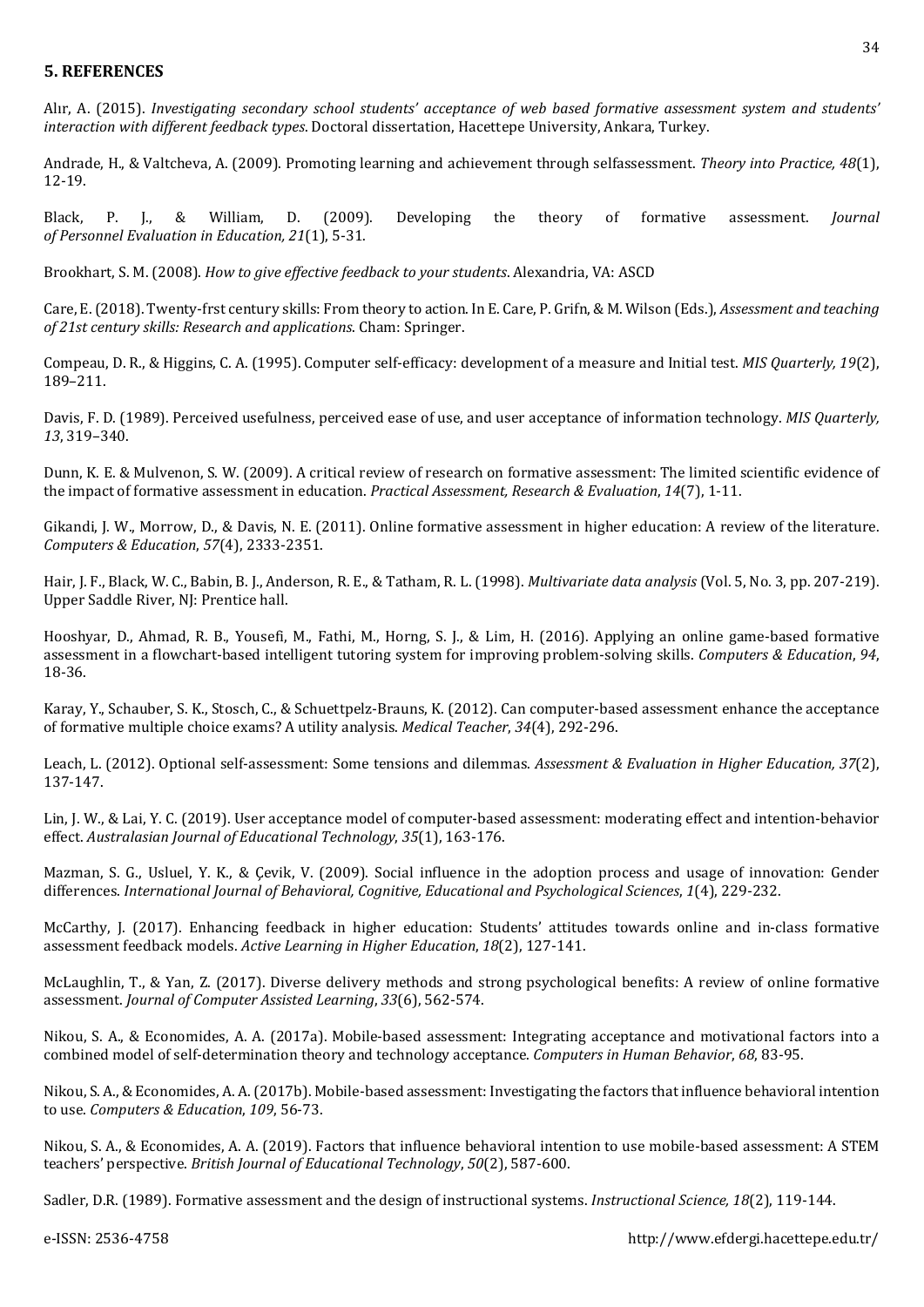## 5. REFERENCES

Alır, A. (2015). *Investigating secondary school students' acceptance of web based formative assessment system and students' interaction with different feedback types*. Doctoral dissertation, Hacettepe University, Ankara, Turkey.

Andrade, H., & Valtcheva, A. (2009). Promoting learning and achievement through selfassessment. *Theory into Practice, 48*(1), 12-19.

Black, P. J., & William, D. (2009). Developing the theory of formative assessment. *Journal of Personnel Evaluation in Education, 21*(1), 5-31.

Brookhart, S. M. (2008). *How to give effective feedback to your students*. Alexandria, VA: ASCD

Care, E. (2018). Twenty-frst century skills: From theory to action. In E. Care, P. Grifn, & M. Wilson (Eds.), *Assessment and teaching of 21st century skills: Research and applications*. Cham: Springer.

Compeau, D. R., & Higgins, C. A. (1995). Computer self-efficacy: development of a measure and Initial test. *MIS Quarterly, 19*(2), 189–211.

Davis, F. D. (1989). Perceived usefulness, perceived ease of use, and user acceptance of information technology. *MIS Quarterly, 13*, 319–340.

Dunn, K. E. & Mulvenon, S. W. (2009). A critical review of research on formative assessment: The limited scientific evidence of the impact of formative assessment in education. *Practical Assessment, Research & Evaluation*, *14*(7), 1-11.

Gikandi, J. W., Morrow, D., & Davis, N. E. (2011). Online formative assessment in higher education: A review of the literature. *Computers & Education*, *57*(4), 2333-2351.

Hair, J. F., Black, W. C., Babin, B. J., Anderson, R. E., & Tatham, R. L. (1998). *Multivariate data analysis* (Vol. 5, No. 3, pp. 207-219). Upper Saddle River, NJ: Prentice hall.

Hooshyar, D., Ahmad, R. B., Yousefi, M., Fathi, M., Horng, S. J., & Lim, H. (2016). Applying an online game-based formative assessment in a flowchart-based intelligent tutoring system for improving problem-solving skills. *Computers & Education*, *94*, 18-36.

Karay, Y., Schauber, S. K., Stosch, C., & Schuettpelz-Brauns, K. (2012). Can computer-based assessment enhance the acceptance of formative multiple choice exams? A utility analysis. *Medical Teacher*, *34*(4), 292-296.

Leach, L. (2012). Optional self-assessment: Some tensions and dilemmas. *Assessment & Evaluation in Higher Education, 37*(2), 137-147.

Lin, J. W., & Lai, Y. C. (2019). User acceptance model of computer-based assessment: moderating effect and intention-behavior effect. *Australasian Journal of Educational Technology*, *35*(1), 163-176.

Mazman, S. G., Usluel, Y. K., & Çevik, V. (2009). Social influence in the adoption process and usage of innovation: Gender differences. *International Journal of Behavioral, Cognitive, Educational and Psychological Sciences*, *1*(4), 229-232.

McCarthy, J. (2017). Enhancing feedback in higher education: Students' attitudes towards online and in-class formative assessment feedback models. *Active Learning in Higher Education*, *18*(2), 127-141.

McLaughlin, T., & Yan, Z. (2017). Diverse delivery methods and strong psychological benefits: A review of online formative assessment. *Journal of Computer Assisted Learning*, *33*(6), 562-574.

Nikou, S. A., & Economides, A. A. (2017a). Mobile-based assessment: Integrating acceptance and motivational factors into a combined model of self-determination theory and technology acceptance. *Computers in Human Behavior*, *68*, 83-95.

Nikou, S. A., & Economides, A. A. (2017b). Mobile-based assessment: Investigating the factors that influence behavioral intention to use. *Computers & Education*, *109*, 56-73.

Nikou, S. A., & Economides, A. A. (2019). Factors that influence behavioral intention to use mobile-based assessment: A STEM teachers' perspective. *British Journal of Educational Technology*, *50*(2), 587-600.

Sadler, D.R. (1989). Formative assessment and the design of instructional systems. *Instructional Science, 18*(2), 119-144.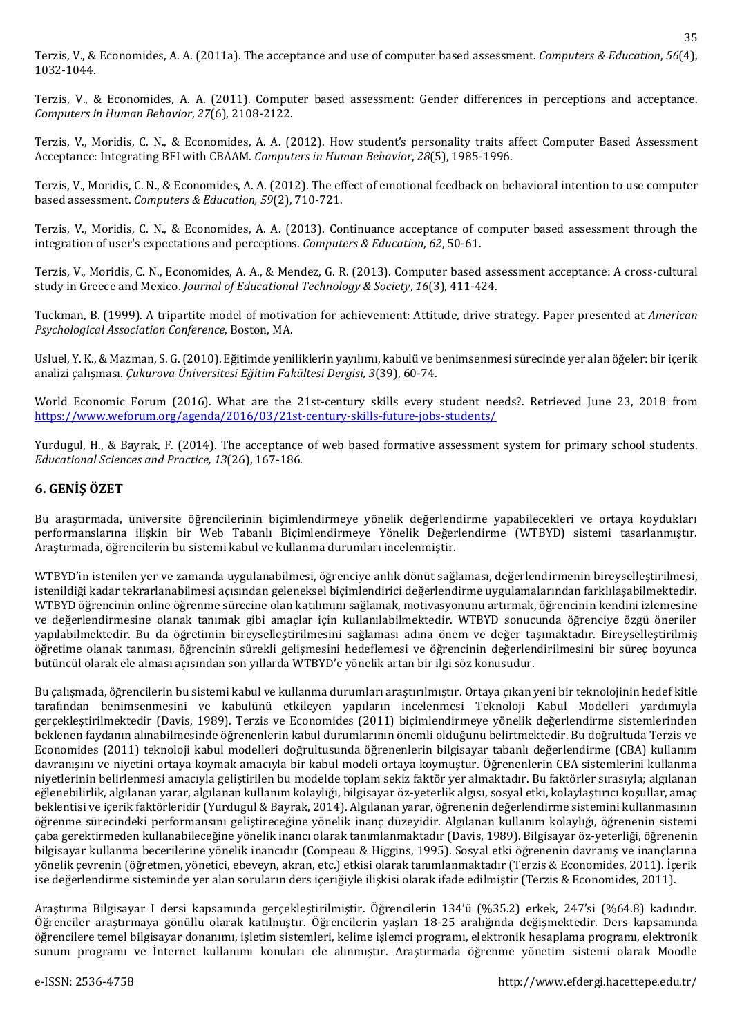Terzis, V., & Economides, A. A. (2011a). The acceptance and use of computer based assessment. *Computers & Education*, *56*(4), 1032-1044.

Terzis, V., & Economides, A. A. (2011). Computer based assessment: Gender differences in perceptions and acceptance. *Computers in Human Behavior*, *27*(6), 2108-2122.

Terzis, V., Moridis, C. N., & Economides, A. A. (2012). How student's personality traits affect Computer Based Assessment Acceptance: Integrating BFI with CBAAM. *Computers in Human Behavior*, *28*(5), 1985-1996.

Terzis, V., Moridis, C. N., & Economides, A. A. (2012). The effect of emotional feedback on behavioral intention to use computer based assessment. *Computers & Education, 59*(2), 710-721.

Terzis, V., Moridis, C. N., & Economides, A. A. (2013). Continuance acceptance of computer based assessment through the integration of user's expectations and perceptions. *Computers & Education*, *62*, 50-61.

Terzis, V., Moridis, C. N., Economides, A. A., & Mendez, G. R. (2013). Computer based assessment acceptance: A cross-cultural study in Greece and Mexico. *Journal of Educational Technology & Society*, *16*(3), 411-424.

Tuckman, B. (1999). A tripartite model of motivation for achievement: Attitude, drive strategy. Paper presented at *American Psychological Association Conference*, Boston, MA.

Usluel, Y. K., & Mazman, S. G. (2010). Eğitimde yeniliklerin yayılımı, kabulü ve benimsenmesi sürecinde yer alan öğeler: bir içerik analizi çalışması. *Çukurova Üniversitesi Eğitim Fakültesi Dergisi, 3*(39), 60-74.

World Economic Forum (2016). What are the 21st-century skills every student needs?. Retrieved June 23, 2018 from https://www.weforum.org/agenda/2016/03/21st-century-skills-future-jobs-students/

Yurdugul, H., & Bayrak, F. (2014). The acceptance of web based formative assessment system for primary school students. *Educational Sciences and Practice, 13*(26), 167-186.

## 6. GENİŞ ÖZET

Bu araştırmada, üniversite öğrencilerinin biçimlendirmeye yönelik değerlendirme yapabilecekleri ve ortaya koydukları performanslarına ilişkin bir Web Tabanlı Biçimlendirmeye Yönelik Değerlendirme (WTBYD) sistemi tasarlanmıştır. Araştırmada, öğrencilerin bu sistemi kabul ve kullanma durumları incelenmiştir.

WTBYD'in istenilen yer ve zamanda uygulanabilmesi, öğrenciye anlık dönüt sağlaması, değerlendirmenin bireyselleştirilmesi, istenildiği kadar tekrarlanabilmesi açısından geleneksel biçimlendirici değerlendirme uygulamalarından farklılaşabilmektedir. WTBYD öğrencinin online öğrenme sürecine olan katılımını sağlamak, motivasyonunu artırmak, öğrencinin kendini izlemesine ve değerlendirmesine olanak tanımak gibi amaçlar için kullanılabilmektedir. WTBYD sonucunda öğrenciye özgü öneriler yapılabilmektedir. Bu da öğretimin bireyselleştirilmesini sağlaması adına önem ve değer taşımaktadır. Bireyselleştirilmiş öğretime olanak tanıması, öğrencinin sürekli gelişmesini hedeflemesi ve öğrencinin değerlendirilmesini bir süreç boyunca bütüncül olarak ele alması açısından son yıllarda WTBYD'e yönelik artan bir ilgi söz konusudur.

Bu çalışmada, öğrencilerin bu sistemi kabul ve kullanma durumları araştırılmıştır. Ortaya çıkan yeni bir teknolojinin hedef kitle tarafından benimsenmesini ve kabulünü etkileyen yapıların incelenmesi Teknoloji Kabul Modelleri yardımıyla gerçekleştirilmektedir (Davis, 1989). Terzis ve Economides (2011) biçimlendirmeye yönelik değerlendirme sistemlerinden beklenen faydanın alınabilmesinde öğrenenlerin kabul durumlarının önemli olduğunu belirtmektedir. Bu doğrultuda Terzis ve Economides (2011) teknoloji kabul modelleri doğrultusunda öğrenenlerin bilgisayar tabanlı değerlendirme (CBA) kullanım davranışını ve niyetini ortaya koymak amacıyla bir kabul modeli ortaya koymuştur. Öğrenenlerin CBA sistemlerini kullanma niyetlerinin belirlenmesi amacıyla geliştirilen bu modelde toplam sekiz faktör yer almaktadır. Bu faktörler sırasıyla; algılanan eğlenebilirlik, algılanan yarar, algılanan kullanım kolaylığı, bilgisayar öz-yeterlik algısı, sosyal etki, kolaylaştırıcı koşullar, amaç beklentisi ve içerik faktörleridir (Yurdugul & Bayrak, 2014). Algılanan yarar, öğrenenin değerlendirme sistemini kullanmasının öğrenme sürecindeki performansını geliştireceğine yönelik inanç düzeyidir. Algılanan kullanım kolaylığı, öğrenenin sistemi çaba gerektirmeden kullanabileceğine yönelik inancı olarak tanımlanmaktadır (Davis, 1989). Bilgisayar öz-yeterliği, öğrenenin bilgisayar kullanma becerilerine yönelik inancıdır (Compeau & Higgins, 1995). Sosyal etki öğrenenin davranış ve inançlarına yönelik çevrenin (öğretmen, yönetici, ebeveyn, akran, etc.) etkisi olarak tanımlanmaktadır (Terzis & Economides, 2011). İçerik ise değerlendirme sisteminde yer alan soruların ders içeriğiyle ilişkisi olarak ifade edilmiştir (Terzis & Economides, 2011).

Araştırma Bilgisayar I dersi kapsamında gerçekleştirilmiştir. Öğrencilerin 134'ü (%35.2) erkek, 247'si (%64.8) kadındır. Öğrenciler araştırmaya gönüllü olarak katılmıştır. Öğrencilerin yaşları 18-25 aralığında değişmektedir. Ders kapsamında öğrencilere temel bilgisayar donanımı, işletim sistemleri, kelime işlemci programı, elektronik hesaplama programı, elektronik sunum programı ve İnternet kullanımı konuları ele alınmıştır. Araştırmada öğrenme yönetim sistemi olarak Moodle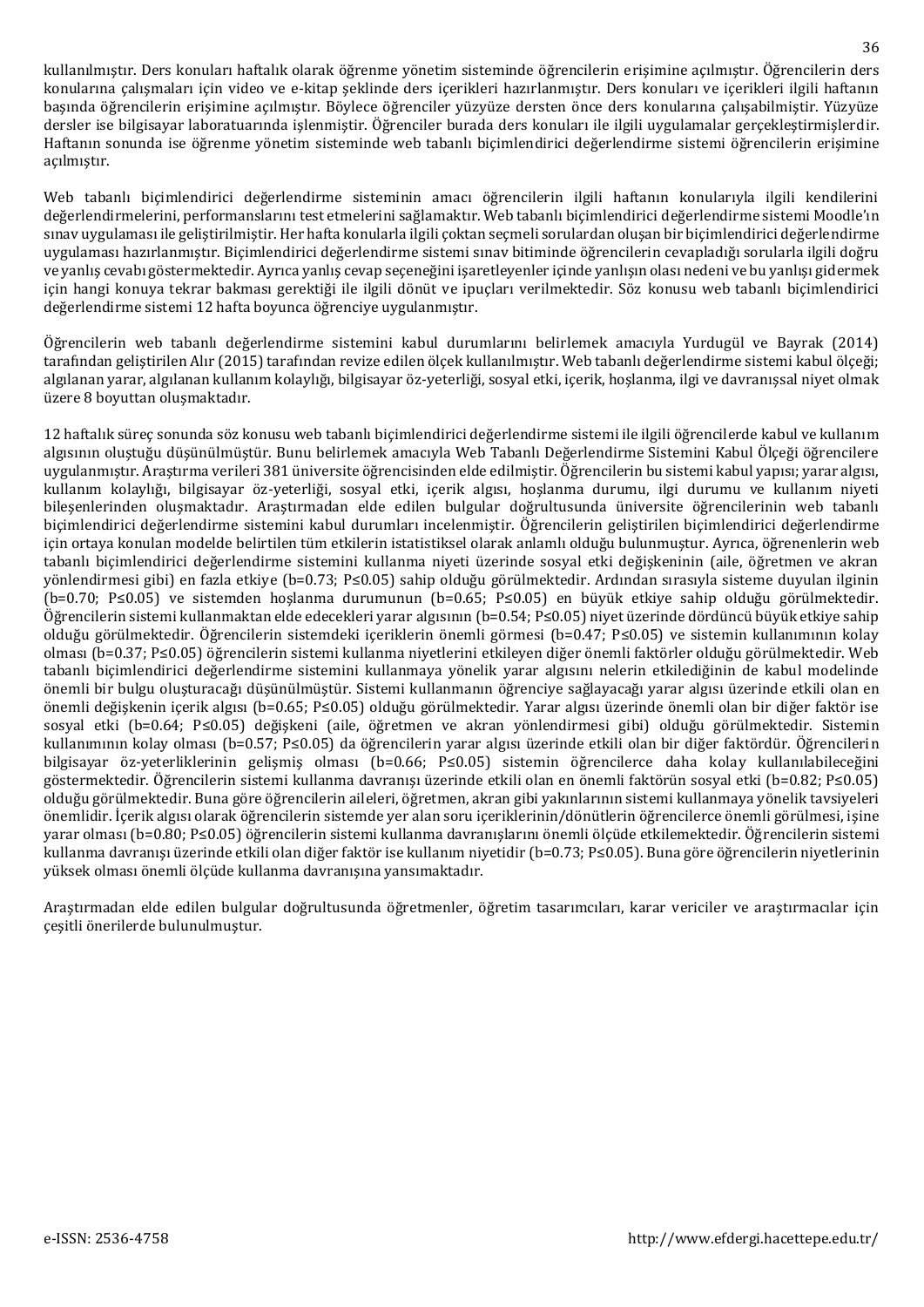kullanılmıştır. Ders konuları haftalık olarak öğrenme yönetim sisteminde öğrencilerin erişimine açılmıştır. Öğrencilerin ders konularına çalışmaları için video ve e-kitap şeklinde ders içerikleri hazırlanmıştır. Ders konuları ve içerikleri ilgili haftanın başında öğrencilerin erişimine açılmıştır. Böylece öğrenciler yüzyüze dersten önce ders konularına çalışabilmiştir. Yüzyüze dersler ise bilgisayar laboratuarında işlenmiştir. Öğrenciler burada ders konuları ile ilgili uygulamalar gerçekleştirmişlerdir. Haftanın sonunda ise öğrenme yönetim sisteminde web tabanlı biçimlendirici değerlendirme sistemi öğrencilerin erişimine açılmıştır.

Web tabanlı biçimlendirici değerlendirme sisteminin amacı öğrencilerin ilgili haftanın konularıyla ilgili kendilerini değerlendirmelerini, performanslarını test etmelerini sağlamaktır. Web tabanlı biçimlendirici değerlendirme sistemi Moodle'ın sınav uygulaması ile geliştirilmiştir. Her hafta konularla ilgili çoktan seçmeli sorulardan oluşan bir biçimlendirici değerlendirme uygulaması hazırlanmıştır. Biçimlendirici değerlendirme sistemi sınav bitiminde öğrencilerin cevapladığı sorularla ilgili doğru ve yanlış cevabı göstermektedir. Ayrıca yanlış cevap seçeneğini işaretleyenler içinde yanlışın olası nedeni ve bu yanlışı gidermek için hangi konuya tekrar bakması gerektiği ile ilgili dönüt ve ipuçları verilmektedir. Söz konusu web tabanlı biçimlendirici değerlendirme sistemi 12 hafta boyunca öğrenciye uygulanmıştır.

Öğrencilerin web tabanlı değerlendirme sistemini kabul durumlarını belirlemek amacıyla Yurdugül ve Bayrak (2014) tarafından geliştirilen Alır (2015) tarafından revize edilen ölçek kullanılmıştır. Web tabanlı değerlendirme sistemi kabul ölçeği; algılanan yarar, algılanan kullanım kolaylığı, bilgisayar öz-yeterliği, sosyal etki, içerik, hoşlanma, ilgi ve davranışsal niyet olmak üzere 8 boyuttan oluşmaktadır.

12 haftalık süreç sonunda söz konusu web tabanlı biçimlendirici değerlendirme sistemi ile ilgili öğrencilerde kabul ve kullanım algısının oluştuğu düşünülmüştür. Bunu belirlemek amacıyla Web Tabanlı Değerlendirme Sistemini Kabul Ölçeği öğrencilere uygulanmıştır. Araştırma verileri 381 üniversite öğrencisinden elde edilmiştir. Öğrencilerin bu sistemi kabul yapısı; yarar algısı, kullanım kolaylığı, bilgisayar öz-yeterliği, sosyal etki, içerik algısı, hoşlanma durumu, ilgi durumu ve kullanım niyeti bileşenlerinden oluşmaktadır. Araştırmadan elde edilen bulgular doğrultusunda üniversite öğrencilerinin web tabanlı biçimlendirici değerlendirme sistemini kabul durumları incelenmiştir. Öğrencilerin geliştirilen biçimlendirici değerlendirme için ortaya konulan modelde belirtilen tüm etkilerin istatistiksel olarak anlamlı olduğu bulunmuştur. Ayrıca, öğrenenlerin web tabanlı biçimlendirici değerlendirme sistemini kullanma niyeti üzerinde sosyal etki değişkeninin (aile, öğretmen ve akran yönlendirmesi gibi) en fazla etkiye ($b=0.73$; $P\leq0.05$) sahip olduğu görülmektedir. Ardından sırasıyla sisteme duyulan ilginin ($b=0.70$; $P\leq0.05$) ve sistemden hoşlanma durumunun ($b=0.65$; $P\leq0.05$) en büyük etkiye sahip olduğu görülmektedir. Öğrencilerin sistemi kullanmaktan elde edecekleri yarar algısının ($b=0.54$; $P\leq0.05$) niyet üzerinde dördüncü büyük etkiye sahip olduğu görülmektedir. Öğrencilerin sistemdeki içeriklerin önemli görmesi ($b=0.47$; $P\leq0.05$) ve sistemin kullanımının kolay olması ($b=0.37$; $P\leq0.05$) öğrencilerin sistemi kullanma niyetlerini etkileyen diğer önemli faktörler olduğu görülmektedir. Web tabanlı biçimlendirici değerlendirme sistemini kullanmaya yönelik yarar algısını nelerin etkilediğinin de kabul modelinde önemli bir bulgu oluşturacağı düşünülmüştür. Sistemi kullanmanın öğrenciye sağlayacağı yarar algısı üzerinde etkili olan en önemli değişkenin içerik algısı ($b=0.65$; $P\leq0.05$) olduğu görülmektedir. Yarar algısı üzerinde önemli olan bir diğer faktör ise sosyal etki ($b=0.64$; $P\leq0.05$) değişkeni (aile, öğretmen ve akran yönlendirmesi gibi) olduğu görülmektedir. Sistemin kullanımının kolay olması ($b=0.57$; $P\leq0.05$) da öğrencilerin yarar algısı üzerinde etkili olan bir diğer faktördür. Öğrencilerin bilgisayar öz-yeterliklerinin gelişmiş olması ($b=0.66$; $P\leq0.05$) sistemin öğrencilerce daha kolay kullanılabileceğini göstermektedir. Öğrencilerin sistemi kullanma davranışı üzerinde etkili olan en önemli faktörün sosyal etki ($b=0.82$; $P\leq0.05$) olduğu görülmektedir. Buna göre öğrencilerin aileleri, öğretmen, akran gibi yakınlarının sistemi kullanmaya yönelik tavsiyeleri önemlidir. İçerik algısı olarak öğrencilerin sistemde yer alan soru içeriklerinin/dönütlerin öğrencilerce önemli görülmesi, işine yarar olması ($b=0.80$; $P\leq0.05$) öğrencilerin sistemi kullanma davranışlarını önemli ölçüde etkilemektedir. Öğrencilerin sistemi kullanma davranışı üzerinde etkili olan diğer faktör ise kullanım niyetidir ($b=0.73$; $P\leq0.05$). Buna göre öğrencilerin niyetlerinin yüksek olması önemli ölçüde kullanma davranışına yansımaktadır.

Araştırmadan elde edilen bulgular doğrultusunda öğretmenler, öğretim tasarımcıları, karar vericiler ve araştırmacılar için çeşitli önerilerde bulunulmuştur.